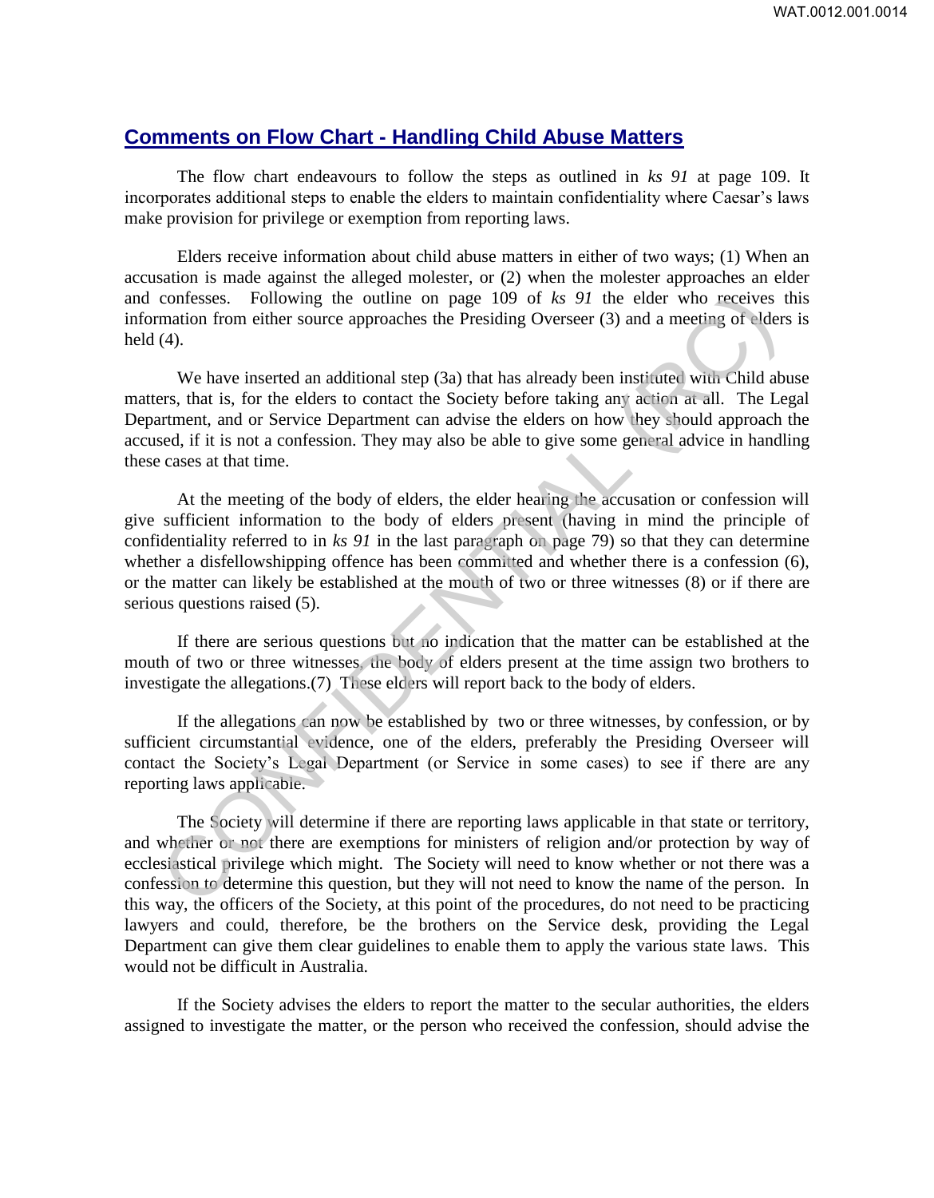## Comments on Flow Chart - Handling Child Abuse Matters

The flow chart endeavours to follow the steps as outlined in *ks 91* at page 109. It incorporates additional steps to enable the elders to maintain confidentiality where Caesar's laws make provision for privilege or exemption from reporting laws.

Elders receive information about child abuse matters in either of two ways; (1) When an accusation is made against the alleged molester, or (2) when the molester approaches an elder and confesses. Following the outline on page 109 of *ks 91* the elder who receives this information from either source approaches the Presiding Overseer (3) and a meeting of elders is held (4).

We have inserted an additional step (3a) that has already been instituted with Child abuse matters, that is, for the elders to contact the Society before taking any action at all. The Legal Department, and or Service Department can advise the elders on how they should approach the accused, if it is not a confession. They may also be able to give some general advice in handling these cases at that time.

At the meeting of the body of elders, the elder hearing the accusation or confession will give sufficient information to the body of elders present (having in mind the principle of confidentiality referred to in *ks 91* in the last paragraph on page 79) so that they can determine whether a disfellowshipping offence has been committed and whether there is a confession (6), or the matter can likely be established at the mouth of two or three witnesses (8) or if there are serious questions raised (5).

If there are serious questions but no indication that the matter can be established at the mouth of two or three witnesses, the body of elders present at the time assign two brothers to investigate the allegations.(7) These elders will report back to the body of elders.

If the allegations can now be established by two or three witnesses, by confession, or by sufficient circumstantial evidence, one of the elders, preferably the Presiding Overseer will contact the Society's Legal Department (or Service in some cases) to see if there are any reporting laws applicable.

The Society will determine if there are reporting laws applicable in that state or territory, and whether or not there are exemptions for ministers of religion and/or protection by way of ecclesiastical privilege which might. The Society will need to know whether or not there was a confession to determine this question, but they will not need to know the name of the person. In this way, the officers of the Society, at this point of the procedures, do not need to be practicing lawyers and could, therefore, be the brothers on the Service desk, providing the Legal Department can give them clear guidelines to enable them to apply the various state laws. This would not be difficult in Australia.

If the Society advises the elders to report the matter to the secular authorities, the elders assigned to investigate the matter, or the person who received the confession, should advise the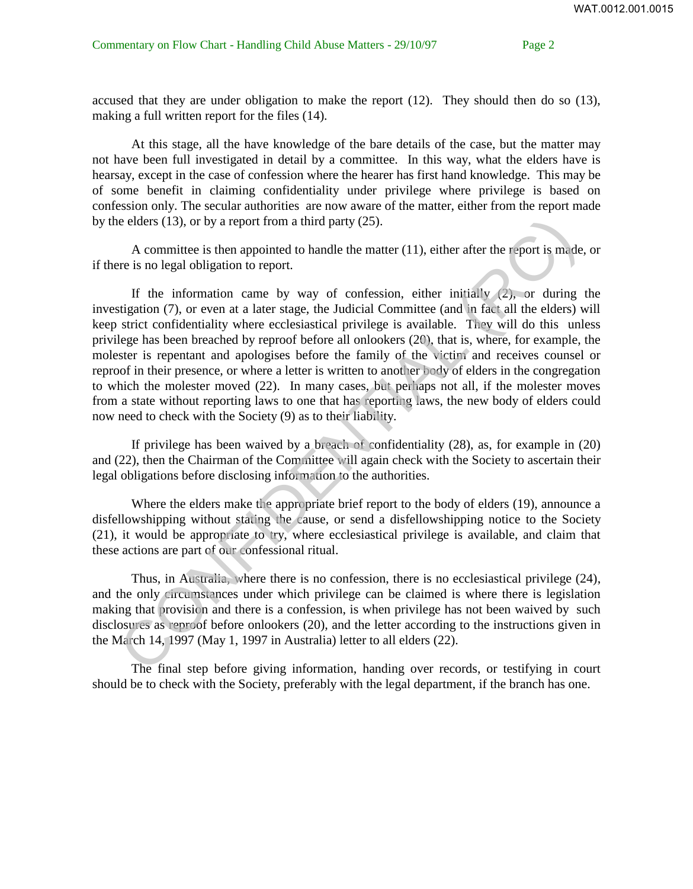accused that they are under obligation to make the report (12). They should then do so (13), making a full written report for the files (14).

At this stage, all the have knowledge of the bare details of the case, but the matter may not have been full investigated in detail by a committee. In this way, what the elders have is hearsay, except in the case of confession where the hearer has first hand knowledge. This may be of some benefit in claiming confidentiality under privilege where privilege is based on confession only. The secular authorities are now aware of the matter, either from the report made by the elders (13), or by a report from a third party (25).

A committee is then appointed to handle the matter (11), either after the report is made, or if there is no legal obligation to report.

If the information came by way of confession, either initially (2), or during the investigation (7), or even at a later stage, the Judicial Committee (and in fact all the elders) will keep strict confidentiality where ecclesiastical privilege is available. They will do this unless privilege has been breached by reproof before all onlookers (20), that is, where, for example, the molester is repentant and apologises before the family of the victim and receives counsel or reproof in their presence, or where a letter is written to another body of elders in the congregation to which the molester moved (22). In many cases, but perhaps not all, if the molester moves from a state without reporting laws to one that has reporting laws, the new body of elders could now need to check with the Society (9) as to their liability.

If privilege has been waived by a breach of confidentiality (28), as, for example in (20) and (22), then the Chairman of the Committee will again check with the Society to ascertain their legal obligations before disclosing information to the authorities.

Where the elders make the appropriate brief report to the body of elders (19), announce a disfellowshipping without stating the cause, or send a disfellowshipping notice to the Society (21), it would be appropriate to try, where ecclesiastical privilege is available, and claim that these actions are part of our confessional ritual.

Thus, in Australia, where there is no confession, there is no ecclesiastical privilege (24), and the only circumstances under which privilege can be claimed is where there is legislation making that provision and there is a confession, is when privilege has not been waived by such disclosures as reproof before onlookers (20), and the letter according to the instructions given in the March 14, 1997 (May 1, 1997 in Australia) letter to all elders (22).

The final step before giving information, handing over records, or testifying in court should be to check with the Society, preferably with the legal department, if the branch has one.